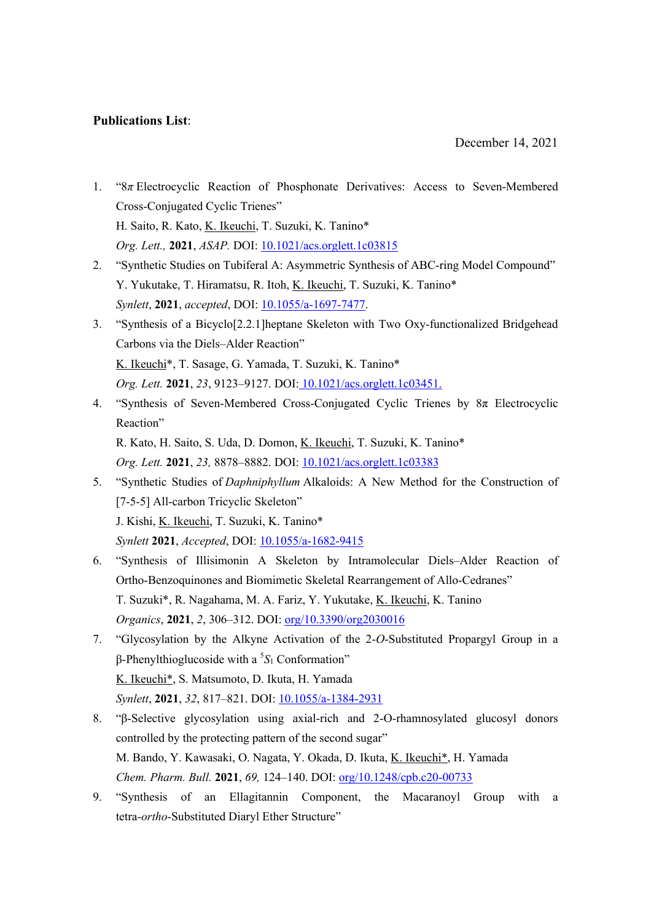**Publications List**:

December 14, 2021

1. "8$\pi$ Electrocyclic Reaction of Phosphonate Derivatives: Access to Seven-Membered Cross-Conjugated Cyclic Trienes"
   H. Saito, R. Kato, K. Ikeuchi, T. Suzuki, K. Tanino*
   *Org. Lett.,* **2021**, *ASAP.* DOI: 10.1021/acs.orglett.1c03815
2. "Synthetic Studies on Tubiferal A: Asymmetric Synthesis of ABC-ring Model Compound"
   Y. Yukutake, T. Hiramatsu, R. Itoh, K. Ikeuchi, T. Suzuki, K. Tanino*
   *Synlett*, **2021**, *accepted*, DOI: 10.1055/a-1697-7477.
3. "Synthesis of a Bicyclo[2.2.1]heptane Skeleton with Two Oxy-functionalized Bridgehead Carbons via the Diels–Alder Reaction"
   K. Ikeuchi*, T. Sasage, G. Yamada, T. Suzuki, K. Tanino*
   *Org. Lett.* **2021**, *23*, 9123–9127. DOI: 10.1021/acs.orglett.1c03451.
4. "Synthesis of Seven-Membered Cross-Conjugated Cyclic Trienes by 8π Electrocyclic Reaction"
   R. Kato, H. Saito, S. Uda, D. Domon, K. Ikeuchi, T. Suzuki, K. Tanino*
   *Org. Lett.* **2021**, *23,* 8878–8882. DOI: 10.1021/acs.orglett.1c03383
5. "Synthetic Studies of *Daphniphyllum* Alkaloids: A New Method for the Construction of [7-5-5] All-carbon Tricyclic Skeleton"
   J. Kishi, K. Ikeuchi, T. Suzuki, K. Tanino*
   *Synlett* **2021**, *Accepted*, DOI: 10.1055/a-1682-9415
6. "Synthesis of Illisimonin A Skeleton by Intramolecular Diels–Alder Reaction of Ortho-Benzoquinones and Biomimetic Skeletal Rearrangement of Allo-Cedranes"
   T. Suzuki*, R. Nagahama, M. A. Fariz, Y. Yukutake, K. Ikeuchi, K. Tanino
   *Organics*, **2021**, *2*, 306–312. DOI: org/10.3390/org2030016
7. "Glycosylation by the Alkyne Activation of the 2-*O*-Substituted Propargyl Group in a β-Phenylthioglucoside with a $^{5}S_{1}$ Conformation"
   K. Ikeuchi*, S. Matsumoto, D. Ikuta, H. Yamada
   *Synlett*, **2021**, *32*, 817–821. DOI: 10.1055/a-1384-2931
8. "β-Selective glycosylation using axial-rich and 2-O-rhamnosylated glucosyl donors controlled by the protecting pattern of the second sugar"
   M. Bando, Y. Kawasaki, O. Nagata, Y. Okada, D. Ikuta, K. Ikeuchi*, H. Yamada
   *Chem. Pharm. Bull.* **2021**, *69,* 124–140. DOI: org/10.1248/cpb.c20-00733
9. "Synthesis of an Ellagitannin Component, the Macaranoyl Group with a tetra-*ortho*-Substituted Diaryl Ether Structure"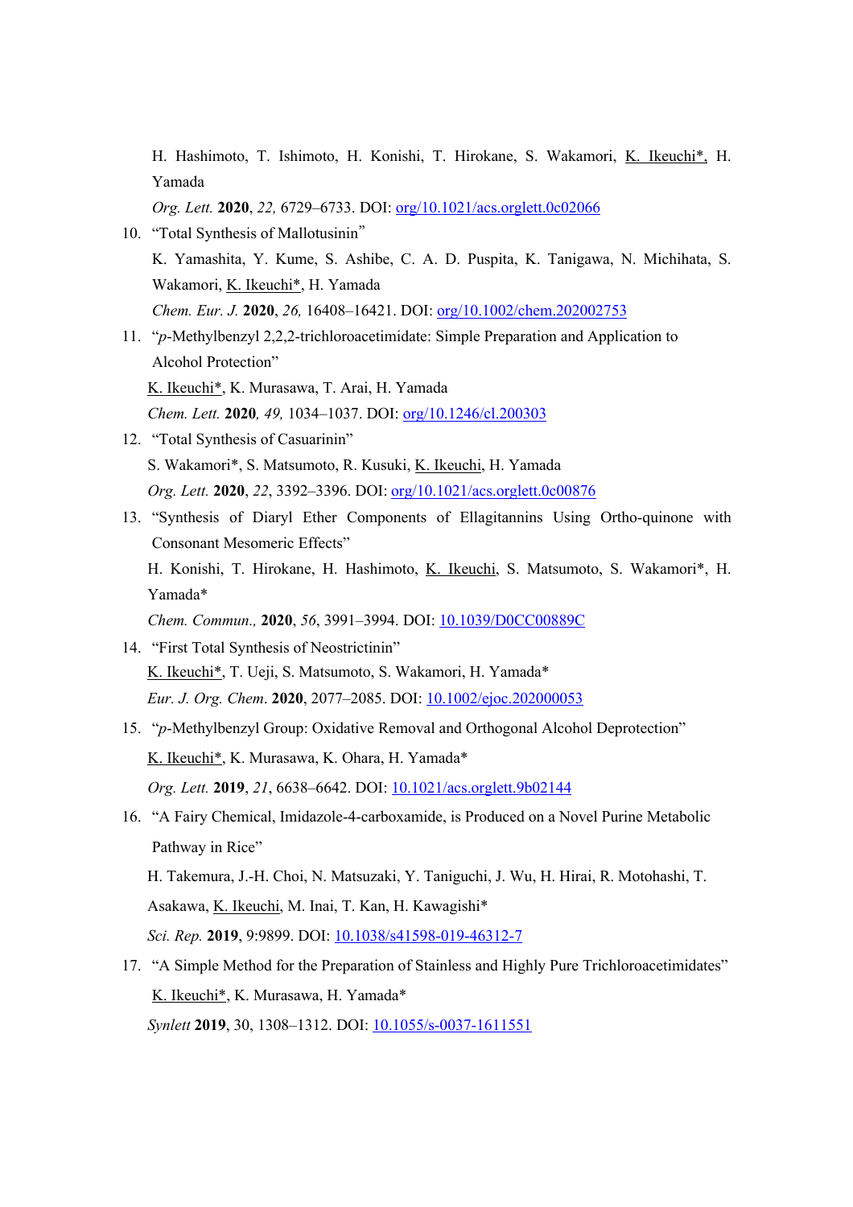H. Hashimoto, T. Ishimoto, H. Konishi, T. Hirokane, S. Wakamori, K. Ikeuchi*, H. Yamada

*Org. Lett.* **2020**, *22,* 6729–6733. DOI: org/10.1021/acs.orglett.0c02066

10. "Total Synthesis of Mallotusinin"

    K. Yamashita, Y. Kume, S. Ashibe, C. A. D. Puspita, K. Tanigawa, N. Michihata, S. Wakamori, K. Ikeuchi*, H. Yamada

    *Chem. Eur. J.* **2020**, *26,* 16408–16421. DOI: org/10.1002/chem.202002753

11. "*p*-Methylbenzyl 2,2,2-trichloroacetimidate: Simple Preparation and Application to Alcohol Protection"

    K. Ikeuchi*, K. Murasawa, T. Arai, H. Yamada

    *Chem. Lett.* **2020**, *49,* 1034–1037. DOI: org/10.1246/cl.200303

12. "Total Synthesis of Casuarinin"

    S. Wakamori*, S. Matsumoto, R. Kusuki, K. Ikeuchi, H. Yamada

    *Org. Lett.* **2020**, *22*, 3392–3396. DOI: org/10.1021/acs.orglett.0c00876

13. "Synthesis of Diaryl Ether Components of Ellagitannins Using Ortho-quinone with Consonant Mesomeric Effects"

    H. Konishi, T. Hirokane, H. Hashimoto, K. Ikeuchi, S. Matsumoto, S. Wakamori*, H. Yamada*

    *Chem. Commun.*, **2020**, *56*, 3991–3994. DOI: 10.1039/D0CC00889C

14. "First Total Synthesis of Neostrictinin"

    K. Ikeuchi*, T. Ueji, S. Matsumoto, S. Wakamori, H. Yamada*

    *Eur. J. Org. Chem*. **2020**, 2077–2085. DOI: 10.1002/ejoc.202000053

15. "*p*-Methylbenzyl Group: Oxidative Removal and Orthogonal Alcohol Deprotection"

    K. Ikeuchi*, K. Murasawa, K. Ohara, H. Yamada*

    *Org. Lett.* **2019**, *21*, 6638–6642. DOI: 10.1021/acs.orglett.9b02144

16. "A Fairy Chemical, Imidazole-4-carboxamide, is Produced on a Novel Purine Metabolic Pathway in Rice"

    H. Takemura, J.-H. Choi, N. Matsuzaki, Y. Taniguchi, J. Wu, H. Hirai, R. Motohashi, T. Asakawa, K. Ikeuchi, M. Inai, T. Kan, H. Kawagishi*

    *Sci. Rep.* **2019**, 9:9899. DOI: 10.1038/s41598-019-46312-7

17. "A Simple Method for the Preparation of Stainless and Highly Pure Trichloroacetimidates"

    K. Ikeuchi*, K. Murasawa, H. Yamada*

    *Synlett* **2019**, 30, 1308–1312. DOI: 10.1055/s-0037-1611551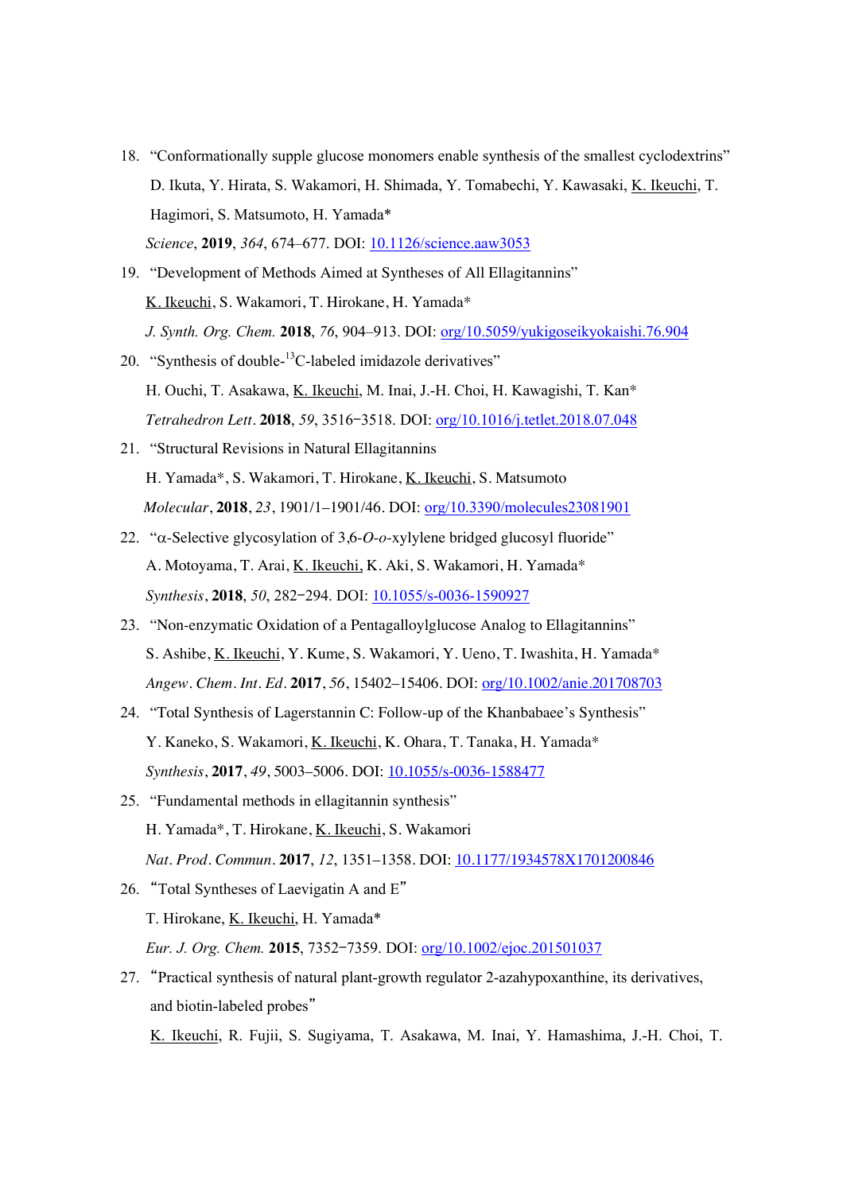18. "Conformationally supple glucose monomers enable synthesis of the smallest cyclodextrins"
    D. Ikuta, Y. Hirata, S. Wakamori, H. Shimada, Y. Tomabechi, Y. Kawasaki, K. Ikeuchi, T. Hagimori, S. Matsumoto, H. Yamada*
    *Science*, **2019**, *364*, 674–677. DOI: 10.1126/science.aaw3053
19. "Development of Methods Aimed at Syntheses of All Ellagitannins"
    K. Ikeuchi, S. Wakamori, T. Hirokane, H. Yamada*
    *J. Synth. Org. Chem.* **2018**, *76*, 904–913. DOI: org/10.5059/yukigoseikyokaishi.76.904
20. "Synthesis of double-$^{13}$C-labeled imidazole derivatives"
    H. Ouchi, T. Asakawa, K. Ikeuchi, M. Inai, J.-H. Choi, H. Kawagishi, T. Kan*
    *Tetrahedron Lett*. **2018**, *59*, 3516−3518. DOI: org/10.1016/j.tetlet.2018.07.048
21. "Structural Revisions in Natural Ellagitannins
    H. Yamada*, S. Wakamori, T. Hirokane, K. Ikeuchi, S. Matsumoto
    *Molecular*, **2018**, *23*, 1901/1–1901/46. DOI: org/10.3390/molecules23081901
22. "α-Selective glycosylation of 3,6-*O*-*o*-xylylene bridged glucosyl fluoride"
    A. Motoyama, T. Arai, K. Ikeuchi, K. Aki, S. Wakamori, H. Yamada*
    *Synthesis*, **2018**, *50*, 282−294. DOI: 10.1055/s-0036-1590927
23. "Non-enzymatic Oxidation of a Pentagalloylglucose Analog to Ellagitannins"
    S. Ashibe, K. Ikeuchi, Y. Kume, S. Wakamori, Y. Ueno, T. Iwashita, H. Yamada*
    *Angew. Chem. Int. Ed.* **2017**, *56*, 15402–15406. DOI: org/10.1002/anie.201708703
24. "Total Synthesis of Lagerstannin C: Follow-up of the Khanbabaee's Synthesis"
    Y. Kaneko, S. Wakamori, K. Ikeuchi, K. Ohara, T. Tanaka, H. Yamada*
    *Synthesis*, **2017**, *49*, 5003–5006. DOI: 10.1055/s-0036-1588477
25. "Fundamental methods in ellagitannin synthesis"
    H. Yamada*, T. Hirokane, K. Ikeuchi, S. Wakamori
    *Nat. Prod. Commun.* **2017**, *12*, 1351–1358. DOI: 10.1177/1934578X1701200846
26. "Total Syntheses of Laevigatin A and E"
    T. Hirokane, K. Ikeuchi, H. Yamada*
    *Eur. J. Org. Chem.* **2015**, 7352−7359. DOI: org/10.1002/ejoc.201501037
27. "Practical synthesis of natural plant-growth regulator 2-azahypoxanthine, its derivatives, and biotin-labeled probes"
    K. Ikeuchi, R. Fujii, S. Sugiyama, T. Asakawa, M. Inai, Y. Hamashima, J.-H. Choi, T.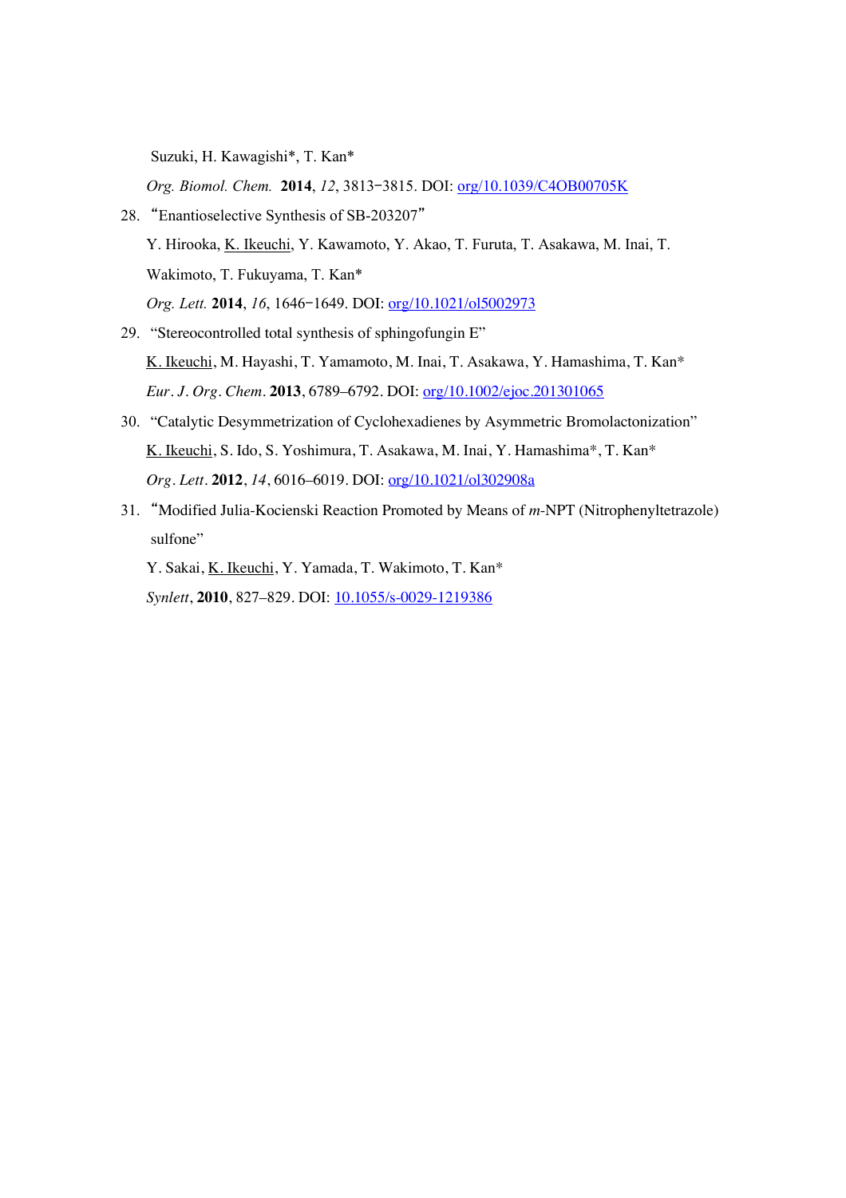Suzuki, H. Kawagishi*, T. Kan*

*Org. Biomol. Chem.* **2014**, *12*, 3813−3815. DOI: org/10.1039/C4OB00705K

28. "Enantioselective Synthesis of SB-203207"

    Y. Hirooka, K. Ikeuchi, Y. Kawamoto, Y. Akao, T. Furuta, T. Asakawa, M. Inai, T. Wakimoto, T. Fukuyama, T. Kan*

    *Org. Lett.* **2014**, *16*, 1646−1649. DOI: org/10.1021/ol5002973

29. "Stereocontrolled total synthesis of sphingofungin E"

    K. Ikeuchi, M. Hayashi, T. Yamamoto, M. Inai, T. Asakawa, Y. Hamashima, T. Kan*

    *Eur. J. Org. Chem.* **2013**, 6789–6792. DOI: org/10.1002/ejoc.201301065

30. "Catalytic Desymmetrization of Cyclohexadienes by Asymmetric Bromolactonization"

    K. Ikeuchi, S. Ido, S. Yoshimura, T. Asakawa, M. Inai, Y. Hamashima*, T. Kan*

    *Org. Lett.* **2012**, *14*, 6016–6019. DOI: org/10.1021/ol302908a

31. "Modified Julia-Kocienski Reaction Promoted by Means of *m*-NPT (Nitrophenyltetrazole) sulfone"

    Y. Sakai, K. Ikeuchi, Y. Yamada, T. Wakimoto, T. Kan*

    *Synlett*, **2010**, 827–829. DOI: 10.1055/s-0029-1219386